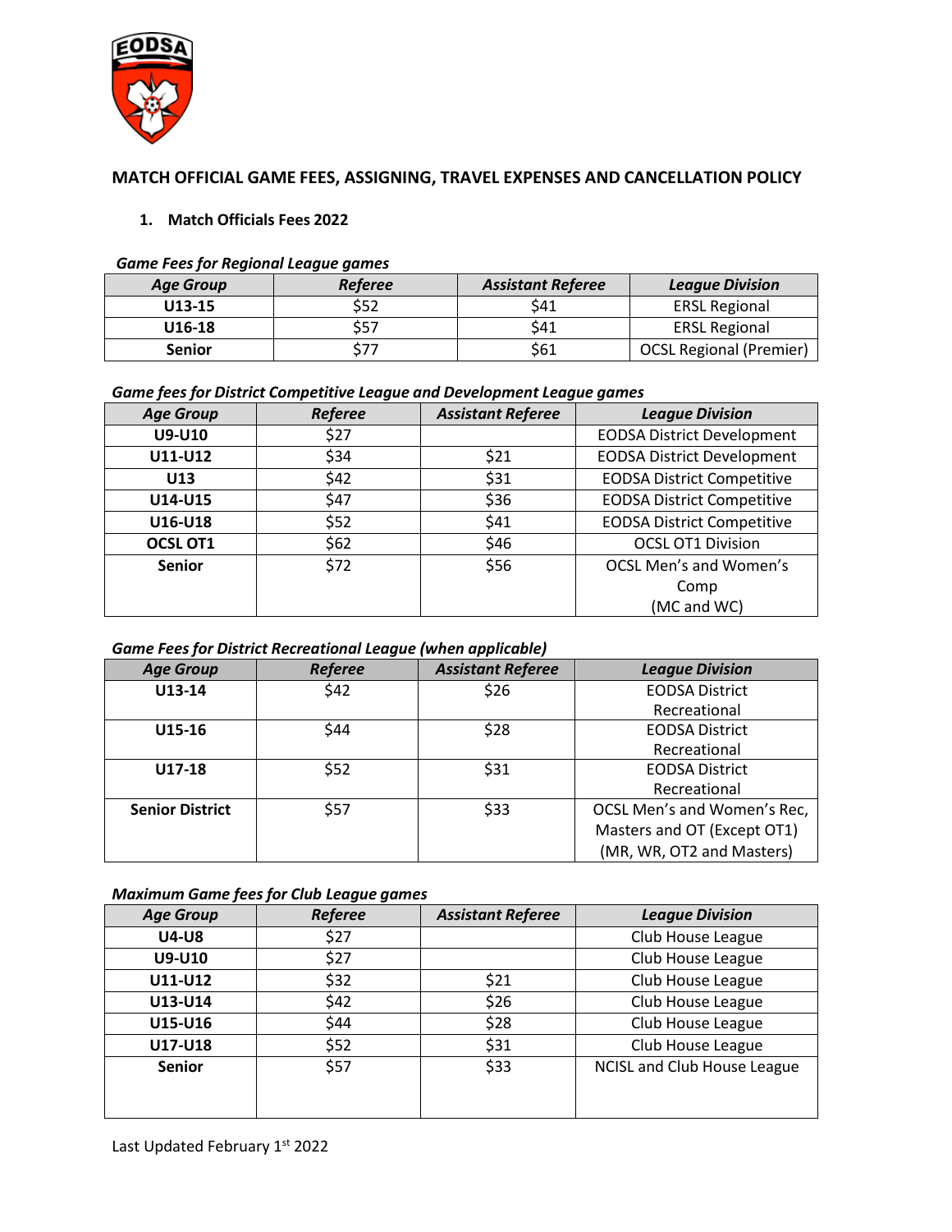## MATCH OFFICIAL GAME FEES, ASSIGNING, TRAVEL EXPENSES AND CANCELLATION POLICY

### 1. Match Officials Fees 2022

*Game Fees for Regional League games*

| Age Group | Referee | Assistant Referee | League Division |
|---|---|---|---|
| U13-15 | $52 | $41 | ERSL Regional |
| U16-18 | $57 | $41 | ERSL Regional |
| Senior | $77 | $61 | OCSL Regional (Premier) |

*Game fees for District Competitive League and Development League games*

| Age Group | Referee | Assistant Referee | League Division |
|---|---|---|---|
| U9-U10 | $27 | | EODSA District Development |
| U11-U12 | $34 | $21 | EODSA District Development |
| U13 | $42 | $31 | EODSA District Competitive |
| U14-U15 | $47 | $36 | EODSA District Competitive |
| U16-U18 | $52 | $41 | EODSA District Competitive |
| OCSL OT1 | $62 | $46 | OCSL OT1 Division |
| Senior | $72 | $56 | OCSL Men's and Women's Comp (MC and WC) |

*Game Fees for District Recreational League (when applicable)*

| Age Group | Referee | Assistant Referee | League Division |
|---|---|---|---|
| U13-14 | $42 | $26 | EODSA District Recreational |
| U15-16 | $44 | $28 | EODSA District Recreational |
| U17-18 | $52 | $31 | EODSA District Recreational |
| Senior District | $57 | $33 | OCSL Men's and Women's Rec, Masters and OT (Except OT1) (MR, WR, OT2 and Masters) |

*Maximum Game fees for Club League games*

| Age Group | Referee | Assistant Referee | League Division |
|---|---|---|---|
| U4-U8 | $27 | | Club House League |
| U9-U10 | $27 | | Club House League |
| U11-U12 | $32 | $21 | Club House League |
| U13-U14 | $42 | $26 | Club House League |
| U15-U16 | $44 | $28 | Club House League |
| U17-U18 | $52 | $31 | Club House League |
| Senior | $57 | $33 | NCISL and Club House League |

Last Updated February 1st 2022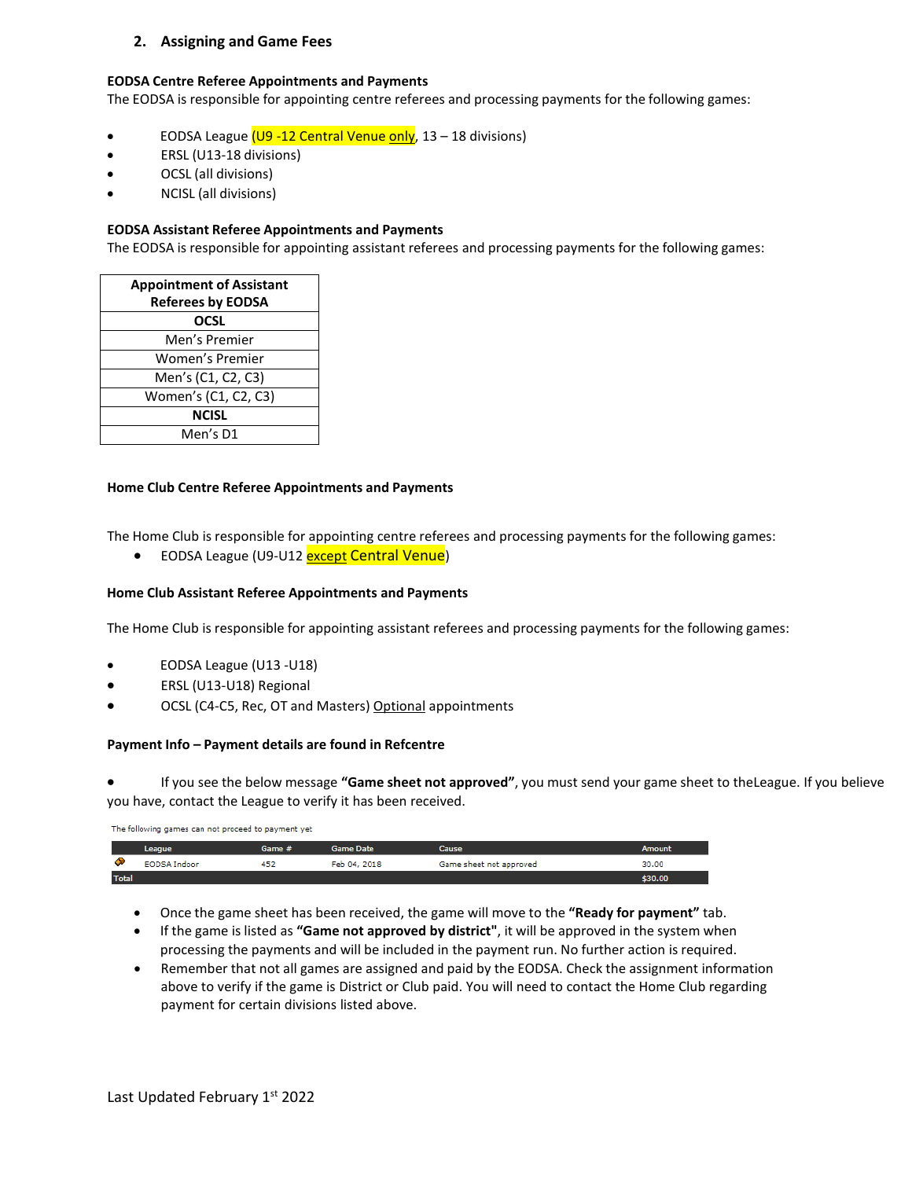## 2. Assigning and Game Fees

**EODSA Centre Referee Appointments and Payments**

The EODSA is responsible for appointing centre referees and processing payments for the following games:

- EODSA League (U9 -12 Central Venue <u>only</u>, 13 – 18 divisions)
- ERSL (U13-18 divisions)
- OCSL (all divisions)
- NCISL (all divisions)

**EODSA Assistant Referee Appointments and Payments**

The EODSA is responsible for appointing assistant referees and processing payments for the following games:

| Appointment of Assistant Referees by EODSA |
|---|
| **OCSL** |
| Men's Premier |
| Women's Premier |
| Men's (C1, C2, C3) |
| Women's (C1, C2, C3) |
| **NCISL** |
| Men's D1 |

**Home Club Centre Referee Appointments and Payments**

The Home Club is responsible for appointing centre referees and processing payments for the following games:

- EODSA League (U9-U12 <u>except</u> Central Venue)

**Home Club Assistant Referee Appointments and Payments**

The Home Club is responsible for appointing assistant referees and processing payments for the following games:

- EODSA League (U13 -U18)
- ERSL (U13-U18) Regional
- OCSL (C4-C5, Rec, OT and Masters) <u>Optional</u> appointments

**Payment Info – Payment details are found in Refcentre**

- If you see the below message **"Game sheet not approved"**, you must send your game sheet to theLeague. If you believe you have, contact the League to verify it has been received.

The following games can not proceed to payment yet

| | League | Game # | Game Date | Cause | Amount |
|---|---|---|---|---|---|
| | EODSA Indoor | 452 | Feb 04, 2018 | Game sheet not approved | 30.00 |
| Total | | | | | $30.00 |

- Once the game sheet has been received, the game will move to the **"Ready for payment"** tab.
- If the game is listed as **"Game not approved by district"**, it will be approved in the system when processing the payments and will be included in the payment run. No further action is required.
- Remember that not all games are assigned and paid by the EODSA. Check the assignment information above to verify if the game is District or Club paid. You will need to contact the Home Club regarding payment for certain divisions listed above.

Last Updated February 1st 2022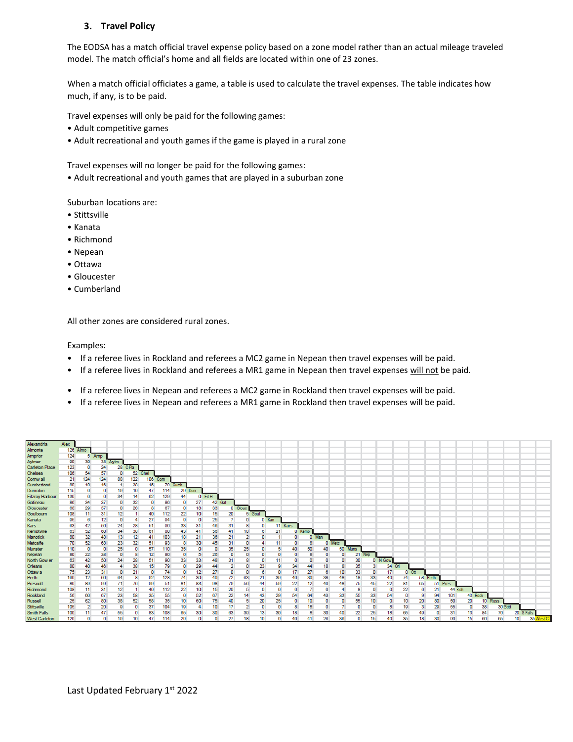### 3. Travel Policy

The EODSA has a match official travel expense policy based on a zone model rather than an actual mileage traveled model. The match official's home and all fields are located within one of 23 zones.

When a match official officiates a game, a table is used to calculate the travel expenses. The table indicates how much, if any, is to be paid.

Travel expenses will only be paid for the following games:

- Adult competitive games
- Adult recreational and youth games if the game is played in a rural zone

Travel expenses will no longer be paid for the following games:

- Adult recreational and youth games that are played in a suburban zone

Suburban locations are:

- Stittsville
- Kanata
- Richmond
- Nepean
- Ottawa
- Gloucester
- Cumberland

All other zones are considered rural zones.

Examples:

- If a referee lives in Rockland and referees a MC2 game in Nepean then travel expenses will be paid.
- If a referee lives in Rockland and referees a MR1 game in Nepean then travel expenses will not be paid.
- If a referee lives in Nepean and referees a MC2 game in Rockland then travel expenses will be paid.
- If a referee lives in Nepean and referees a MR1 game in Rockland then travel expenses will be paid.

| | | | | | | | | | | | | | | | | | | | | | | | | | | | | | | | |
|---|---|---|---|---|---|---|---|---|---|---|---|---|---|---|---|---|---|---|---|---|---|---|---|---|---|---|---|---|---|---|---|
| Alexandria | Alex | | | | | | | | | | | | | | | | | | | | | | | | | | | | | | |
| Almonte | 126 | Almo | | | | | | | | | | | | | | | | | | | | | | | | | | | | | |
| Arnprior | 124 | 5 | Arnp | | | | | | | | | | | | | | | | | | | | | | | | | | | | |
| Aylmer | 90 | 30 | 38 | Aylm | | | | | | | | | | | | | | | | | | | | | | | | | | | |
| Carleton Place | 123 | 0 | 24 | 28 | C Pla | | | | | | | | | | | | | | | | | | | | | | | | | | |
| Chelsea | 106 | 54 | 57 | 0 | 52 | Chel | | | | | | | | | | | | | | | | | | | | | | | | | |
| Cornwall | 21 | 124 | 124 | 88 | 122 | 106 | Corn | | | | | | | | | | | | | | | | | | | | | | | | |
| Cumberland | 80 | 40 | 46 | 4 | 38 | 15 | 79 | Cumb | | | | | | | | | | | | | | | | | | | | | | | |
| Dunrobin | 115 | 0 | 0 | 19 | 10 | 47 | 114 | 29 | Dunr | | | | | | | | | | | | | | | | | | | | | | |
| Fitzroy Harbour | 130 | 0 | 0 | 34 | 14 | 62 | 129 | 44 | 0 | Fit H | | | | | | | | | | | | | | | | | | | | | |
| Gatineau | 86 | 34 | 37 | 0 | 32 | 0 | 86 | 0 | 27 | 42 | Gat | | | | | | | | | | | | | | | | | | | | |
| Gloucester | 68 | 29 | 37 | 0 | 26 | 8 | 67 | 0 | 18 | 33 | 0 | Glouc | | | | | | | | | | | | | | | | | | | |
| Goulbourn | 108 | 11 | 31 | 12 | 1 | 40 | 112 | 22 | 10 | 15 | 20 | 5 | Goul | | | | | | | | | | | | | | | | | | |
| Kanata | 95 | 6 | 12 | 0 | 4 | 27 | 94 | 9 | 0 | 25 | 7 | 0 | 0 | Kan | | | | | | | | | | | | | | | | | |
| Kars | 63 | 42 | 50 | 24 | 28 | 51 | 90 | 33 | 31 | 46 | 31 | 8 | 0 | 11 | Kars | | | | | | | | | | | | | | | | |
| Kemptville | 63 | 52 | 60 | 34 | 38 | 61 | 60 | 43 | 41 | 56 | 41 | 18 | 6 | 21 | 0 | Kemp | | | | | | | | | | | | | | | |
| Manotick | 80 | 32 | 48 | 13 | 12 | 41 | 103 | 18 | 21 | 36 | 21 | 2 | 0 | 1 | 0 | 0 | Man | | | | | | | | | | | | | | |
| Metcalfe | 70 | 52 | 68 | 23 | 32 | 51 | 93 | 8 | 30 | 45 | 31 | 0 | 4 | 11 | 0 | 8 | 0 | Metc | | | | | | | | | | | | | |
| Munster | 110 | 0 | 0 | 25 | 0 | 57 | 110 | 35 | 0 | 0 | 35 | 25 | 0 | 5 | 40 | 50 | 40 | 50 | Muns | | | | | | | | | | | | |
| Nepean | 80 | 22 | 38 | 0 | 8 | 12 | 80 | 0 | 5 | 26 | 0 | 0 | 0 | 0 | 0 | 8 | 0 | 0 | 21 | Nep | | | | | | | | | | | |
| North Gower | 63 | 42 | 50 | 24 | 28 | 51 | 90 | 33 | 33 | 48 | 31 | 8 | 0 | 11 | 0 | 0 | 0 | 0 | 30 | 0 | N Gow | | | | | | | | | | |
| Orleans | 80 | 40 | 46 | 4 | 38 | 15 | 79 | 0 | 29 | 44 | 2 | 0 | 23 | 9 | 34 | 44 | 18 | 8 | 35 | 3 | 34 | Orl | | | | | | | | | |
| Ottawa | 75 | 23 | 31 | 0 | 21 | 0 | 74 | 0 | 12 | 27 | 0 | 0 | 6 | 0 | 17 | 27 | 6 | 10 | 33 | 0 | 17 | 0 | Ott | | | | | | | | |
| Perth | 160 | 12 | 60 | 64 | 8 | 92 | 128 | 74 | 30 | 40 | 72 | 63 | 21 | 39 | 40 | 30 | 38 | 48 | 18 | 33 | 40 | 74 | 58 | Perth | | | | | | | |
| Prescott | 80 | 89 | 99 | 71 | 76 | 99 | 51 | 81 | 83 | 98 | 79 | 56 | 44 | 59 | 22 | 12 | 40 | 48 | 75 | 45 | 22 | 81 | 65 | 51 | Pres | | | | | | |
| Richmond | 108 | 11 | 31 | 12 | 1 | 40 | 112 | 22 | 10 | 15 | 20 | 5 | 0 | 0 | 0 | 7 | 0 | 4 | 8 | 0 | 0 | 22 | 6 | 21 | 44 | Rich | | | | | |
| Rockland | 56 | 60 | 67 | 23 | 58 | 35 | 55 | 0 | 52 | 67 | 22 | 14 | 43 | 29 | 54 | 64 | 43 | 33 | 55 | 33 | 54 | 0 | 9 | 94 | 101 | 43 | Rock | | | | |
| Russell | 25 | 62 | 80 | 38 | 52 | 58 | 35 | 10 | 60 | 75 | 40 | 5 | 20 | 25 | 0 | 10 | 0 | 0 | 55 | 10 | 0 | 10 | 20 | 80 | 50 | 20 | 10 | Russ | | | |
| Stittsville | 105 | 2 | 20 | 9 | 0 | 37 | 104 | 19 | 4 | 10 | 17 | 2 | 0 | 0 | 8 | 18 | 0 | 7 | 0 | 0 | 8 | 19 | 3 | 29 | 55 | 0 | 38 | 30 | Stitt | | |
| Smith Falls | 100 | 11 | 47 | 55 | 0 | 83 | 108 | 65 | 30 | 30 | 63 | 39 | 13 | 30 | 18 | 8 | 30 | 40 | 22 | 25 | 18 | 65 | 49 | 0 | 31 | 13 | 84 | 70 | 20 | S Falls | |
| West Carleton | 120 | 0 | 0 | 19 | 10 | 47 | 114 | 29 | 0 | 0 | 27 | 18 | 10 | 0 | 40 | 41 | 26 | 36 | 0 | 15 | 40 | 35 | 18 | 30 | 90 | 15 | 60 | 65 | 10 | 35 | West C |

Last Updated February 1st 2022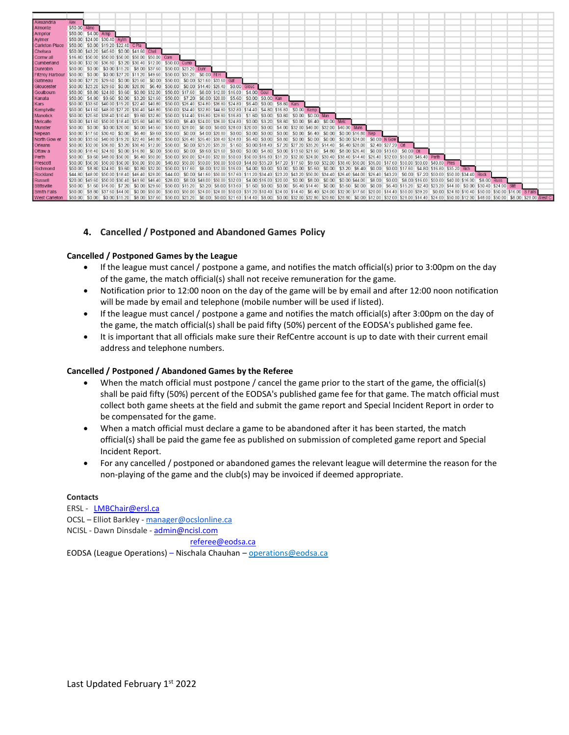| | | | | | | | | | | | | | | | | | | | | | | | | | | | | | | | |
|---|---|---|---|---|---|---|---|---|---|---|---|---|---|---|---|---|---|---|---|---|---|---|---|---|---|---|---|---|---|---|---|
| Alexandria | Alex | | | | | | | | | | | | | | | | | | | | | | | | | | | | | | |
| Almonte | $50.00 | Almo | | | | | | | | | | | | | | | | | | | | | | | | | | | | | |
| Arnprior | $50.00 | $4.00 | Arnp | | | | | | | | | | | | | | | | | | | | | | | | | | | | |
| Aylmer | $50.00 | $24.00 | $30.40 | Aylm | | | | | | | | | | | | | | | | | | | | | | | | | | | |
| Carleton Place | $50.00 | $0.00 | $19.20 | $22.40 | C Pla | | | | | | | | | | | | | | | | | | | | | | | | | | |
| Chelsea | $50.00 | $43.20 | $45.60 | $0.00 | $41.60 | Chel | | | | | | | | | | | | | | | | | | | | | | | | | |
| Cornwall | $16.80 | $50.00 | $50.00 | $50.00 | $50.00 | $50.00 | Corn | | | | | | | | | | | | | | | | | | | | | | | | |
| Cumberland | $50.00 | $32.00 | $36.80 | $3.20 | $30.40 | $12.00 | $50.00 | Cumb | | | | | | | | | | | | | | | | | | | | | | | |
| Dunrobin | $50.00 | $0.00 | $0.00 | $15.20 | $8.00 | $37.60 | $50.00 | $23.20 | Dunr | | | | | | | | | | | | | | | | | | | | | | |
| Fitzroy Harbour | $50.00 | $0.00 | $0.00 | $27.20 | $11.20 | $49.60 | $50.00 | $35.20 | $0.00 | Fit H | | | | | | | | | | | | | | | | | | | | | |
| Gatineau | $50.00 | $27.20 | $29.60 | $0.00 | $25.60 | $0.00 | $50.00 | $0.00 | $21.60 | $33.60 | Gat | | | | | | | | | | | | | | | | | | | | |
| Gloucester | $50.00 | $23.20 | $29.60 | $0.00 | $20.80 | $6.40 | $50.00 | $0.00 | $14.40 | $26.40 | $0.00 | Glouc | | | | | | | | | | | | | | | | | | | |
| Goulbourn | $50.00 | $8.80 | $24.80 | $9.60 | $0.80 | $32.00 | $50.00 | $17.60 | $8.00 | $12.00 | $16.00 | $4.00 | Goul | | | | | | | | | | | | | | | | | | |
| Kanata | $50.00 | $4.80 | $9.60 | $0.00 | $3.20 | $21.60 | $50.00 | $7.20 | $0.00 | $20.00 | $5.60 | $0.00 | $0.00 | Kan | | | | | | | | | | | | | | | | | |
| Kars | $50.00 | $33.60 | $40.00 | $19.20 | $22.40 | $40.80 | $50.00 | $26.40 | $24.80 | $36.80 | $24.80 | $6.40 | $0.00 | $8.80 | Kars | | | | | | | | | | | | | | | | |
| Kemptville | $50.00 | $41.60 | $48.00 | $27.20 | $30.40 | $48.80 | $50.00 | $34.40 | $32.80 | $44.80 | $32.80 | $14.40 | $4.80 | $16.80 | $0.00 | Kemp | | | | | | | | | | | | | | | |
| Manotick | $50.00 | $25.60 | $38.40 | $10.40 | $9.60 | $32.80 | $50.00 | $14.40 | $16.80 | $28.80 | $16.80 | $1.60 | $0.00 | $0.80 | $0.00 | $0.00 | Man | | | | | | | | | | | | | | |
| Metcalfe | $50.00 | $41.60 | $50.00 | $18.40 | $25.60 | $40.80 | $50.00 | $6.40 | $24.00 | $36.00 | $24.80 | $0.00 | $3.20 | $8.80 | $0.00 | $6.40 | $0.00 | Metc | | | | | | | | | | | | | |
| Munster | $50.00 | $0.00 | $0.00 | $20.00 | $0.00 | $45.60 | $50.00 | $28.00 | $0.00 | $0.00 | $28.00 | $20.00 | $0.00 | $4.00 | $32.00 | $40.00 | $32.00 | $40.00 | Muns | | | | | | | | | | | | |
| Nepean | $50.00 | $17.60 | $30.40 | $0.00 | $6.40 | $9.60 | $50.00 | $0.00 | $4.00 | $20.80 | $0.00 | $0.00 | $0.00 | $0.00 | $0.00 | $6.40 | $0.00 | $0.00 | $16.80 | Nep | | | | | | | | | | | |
| North Gower | $50.00 | $33.60 | $40.00 | $19.20 | $22.40 | $40.80 | $50.00 | $26.40 | $26.40 | $38.40 | $24.80 | $6.40 | $0.00 | $8.80 | $0.00 | $0.00 | $0.00 | $0.00 | $24.00 | $0.00 | N Gow | | | | | | | | | | |
| Orleans | $50.00 | $32.00 | $36.80 | $3.20 | $30.40 | $12.00 | $50.00 | $0.00 | $23.20 | $35.20 | $1.60 | $0.00 | $18.40 | $7.20 | $27.20 | $35.20 | $14.40 | $6.40 | $28.00 | $2.40 | $27.20 | Orl | | | | | | | | | |
| Ottawa | $50.00 | $18.40 | $24.80 | $0.00 | $16.80 | $0.00 | $50.00 | $0.00 | $9.60 | $21.60 | $0.00 | $0.00 | $4.80 | $0.00 | $13.60 | $21.60 | $4.80 | $8.00 | $26.40 | $0.00 | $13.60 | $0.00 | Ott | | | | | | | | |
| Perth | $50.00 | $9.60 | $48.00 | $50.00 | $6.40 | $50.00 | $50.00 | $50.00 | $24.00 | $32.00 | $50.00 | $50.00 | $16.80 | $31.20 | $32.00 | $24.00 | $30.40 | $38.40 | $14.40 | $26.40 | $32.00 | $50.00 | $46.40 | Perth | | | | | | | |
| Prescott | $50.00 | $50.00 | $50.00 | $50.00 | $50.00 | $50.00 | $40.80 | $50.00 | $50.00 | $50.00 | $50.00 | $44.80 | $35.20 | $47.20 | $17.60 | $9.60 | $32.00 | $38.40 | $50.00 | $36.00 | $17.60 | $50.00 | $50.00 | $40.80 | Pres | | | | | | |
| Richmond | $50.00 | $8.80 | $24.80 | $9.60 | $0.80 | $32.00 | $50.00 | $17.60 | $8.00 | $12.00 | $16.00 | $4.00 | $0.00 | $0.00 | $0.00 | $5.60 | $0.00 | $3.20 | $6.40 | $0.00 | $0.00 | $17.60 | $4.80 | $16.80 | $35.20 | Rich | | | | | |
| Rockland | $44.80 | $48.00 | $50.00 | $18.40 | $46.40 | $28.00 | $44.00 | $0.00 | $41.60 | $50.00 | $17.60 | $11.20 | $34.40 | $23.20 | $43.20 | $50.00 | $34.40 | $26.40 | $44.00 | $26.40 | $43.20 | $0.00 | $7.20 | $50.00 | $50.00 | $34.40 | Rock | | | | |
| Russell | $20.00 | $49.60 | $50.00 | $30.40 | $41.60 | $46.40 | $28.00 | $8.00 | $48.00 | $50.00 | $32.00 | $4.00 | $16.00 | $20.00 | $0.00 | $8.00 | $0.00 | $0.00 | $44.00 | $8.00 | $0.00 | $8.00 | $16.00 | $50.00 | $40.00 | $16.00 | $8.00 | Russ | | | |
| Stittsville | $50.00 | $1.60 | $16.00 | $7.20 | $0.00 | $29.60 | $50.00 | $15.20 | $3.20 | $8.00 | $13.60 | $1.60 | $0.00 | $0.00 | $6.40 | $14.40 | $0.00 | $5.60 | $0.00 | $0.00 | $6.40 | $15.20 | $2.40 | $23.20 | $44.00 | $0.00 | $30.40 | $24.00 | Stitt | | |
| Smith Falls | $50.00 | $8.80 | $37.60 | $44.00 | $0.00 | $50.00 | $50.00 | $50.00 | $24.00 | $24.00 | $50.00 | $31.20 | $10.40 | $24.00 | $14.40 | $6.40 | $24.00 | $32.00 | $17.60 | $20.00 | $14.40 | $50.00 | $39.20 | $0.00 | $24.80 | $10.40 | $50.00 | $50.00 | $16.00 | S Falls | |
| West Carleton | $50.00 | $0.00 | $0.00 | $15.20 | $8.00 | $37.60 | $50.00 | $23.20 | $0.00 | $0.00 | $21.60 | $14.40 | $8.00 | $0.00 | $32.00 | $32.80 | $20.80 | $28.80 | $0.00 | $12.00 | $32.00 | $28.00 | $14.40 | $24.00 | $50.00 | $12.00 | $48.00 | $50.00 | $8.00 | $28.00 | West C |

## 4. Cancelled / Postponed and Abandoned Games Policy

**Cancelled / Postponed Games by the League**

- If the league must cancel / postpone a game, and notifies the match official(s) prior to 3:00pm on the day of the game, the match official(s) shall not receive remuneration for the game.
- Notification prior to 12:00 noon on the day of the game will be by email and after 12:00 noon notification will be made by email and telephone (mobile number will be used if listed).
- If the league must cancel / postpone a game and notifies the match official(s) after 3:00pm on the day of the game, the match official(s) shall be paid fifty (50%) percent of the EODSA's published game fee.
- It is important that all officials make sure their RefCentre account is up to date with their current email address and telephone numbers.

**Cancelled / Postponed / Abandoned Games by the Referee**

- When the match official must postpone / cancel the game prior to the start of the game, the official(s) shall be paid fifty (50%) percent of the EODSA's published game fee for that game. The match official must collect both game sheets at the field and submit the game report and Special Incident Report in order to be compensated for the game.
- When a match official must declare a game to be abandoned after it has been started, the match official(s) shall be paid the game fee as published on submission of completed game report and Special Incident Report.
- For any cancelled / postponed or abandoned games the relevant league will determine the reason for the non-playing of the game and the club(s) may be invoiced if deemed appropriate.

**Contacts**

ERSL - LMBChair@ersl.ca
OCSL – Elliot Barkley - manager@ocslonline.ca
NCISL - Dawn Dinsdale - admin@ncisl.com
referee@eodsa.ca
EODSA (League Operations) – Nischala Chauhan – operations@eodsa.ca

Last Updated February 1st 2022